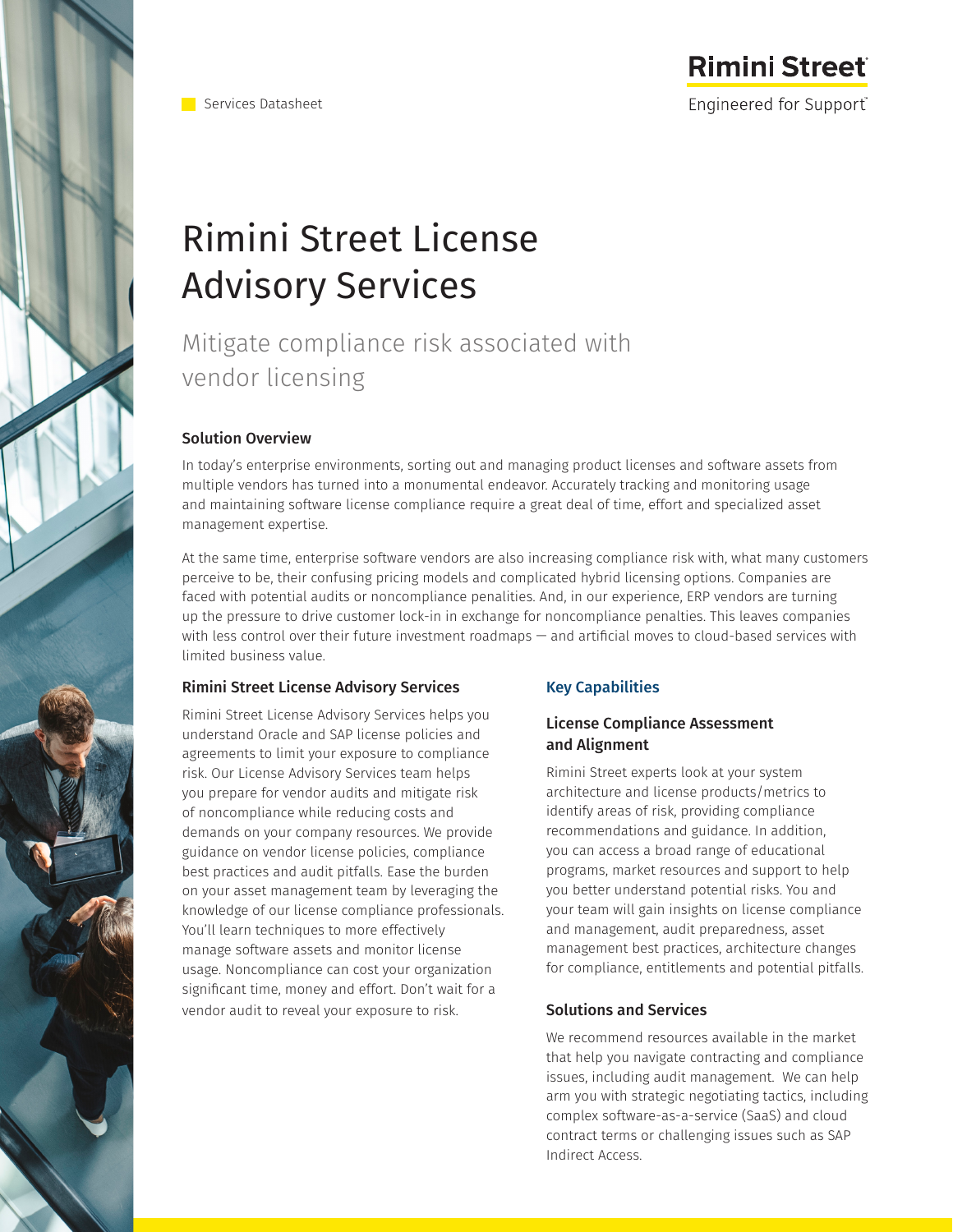Services Datasheet

# Rimini Street License Advisory Services

## Mitigate compliance risk associated with vendor licensing

### Solution Overview

In today's enterprise environments, sorting out and managing product licenses and software assets from multiple vendors has turned into a monumental endeavor. Accurately tracking and monitoring usage and maintaining software license compliance require a great deal of time, effort and specialized asset management expertise.

At the same time, enterprise software vendors are also increasing compliance risk with, what many customers perceive to be, their confusing pricing models and complicated hybrid licensing options. Companies are faced with potential audits or noncompliance penalties. And, in our experience, ERP vendors are turning up the pressure to drive customer lock-in in exchange for noncompliance penalties. This leaves companies with less control over their future investment roadmaps — and artificial moves to cloud-based services with limited business value.

### Rimini Street License Advisory Services

Rimini Street License Advisory Services helps you understand Oracle and SAP license policies and agreements to limit your exposure to compliance risk. Our License Advisory Services team helps you prepare for vendor audits and mitigate risk of noncompliance while reducing costs and demands on your company resources. We provide guidance on vendor license policies, compliance best practices and audit pitfalls. Ease the burden on your asset management team by leveraging the knowledge of our license compliance professionals. You'll learn techniques to more effectively manage software assets and monitor license usage. Noncompliance can cost your organization significant time, money and effort. Don't wait for a vendor audit to reveal your exposure to risk.

### Key Capabilities

#### License Compliance Assessment and Alignment

Rimini Street experts look at your system architecture and license products/metrics to identify areas of risk, providing compliance recommendations and guidance. In addition, you can access a broad range of educational programs, market resources and support to help you better understand potential risks. You and your team will gain insights on license compliance and management, audit preparedness, asset management best practices, architecture changes for compliance, entitlements and potential pitfalls.

#### Solutions and Services

We recommend resources available in the market that help you navigate contracting and compliance issues, including audit management. We can help arm you with strategic negotiating tactics, including complex software-as-a-service (SaaS) and cloud contract terms or challenging issues such as SAP Indirect Access.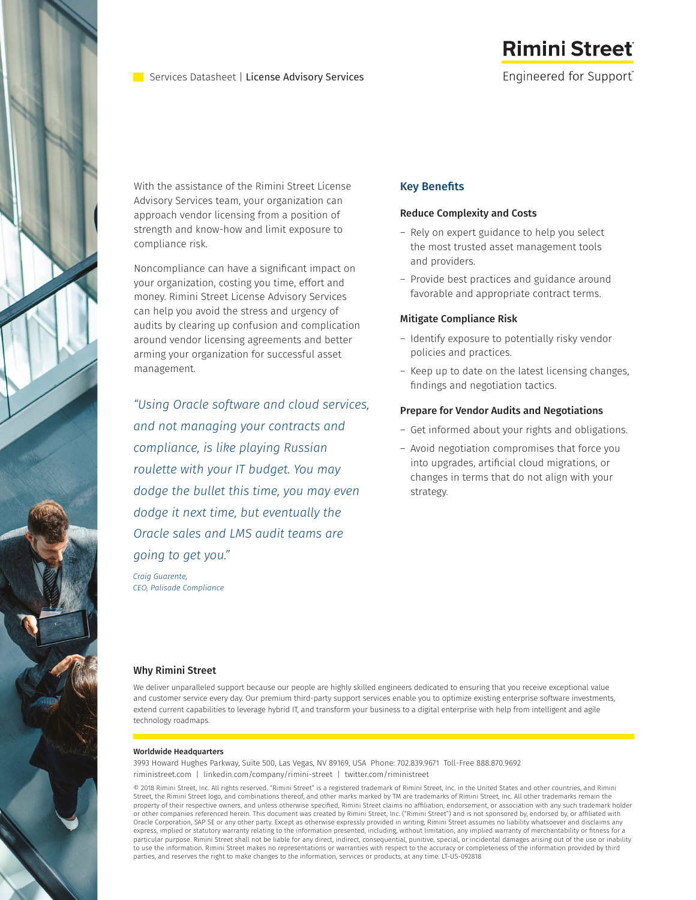Services Datasheet | License Advisory Services

Rimini Street

Engineered for Support

With the assistance of the Rimini Street License Advisory Services team, your organization can approach vendor licensing from a position of strength and know-how and limit exposure to compliance risk.

Noncompliance can have a significant impact on your organization, costing you time, effort and money. Rimini Street License Advisory Services can help you avoid the stress and urgency of audits by clearing up confusion and complication around vendor licensing agreements and better arming your organization for successful asset management.

*"Using Oracle software and cloud services, and not managing your contracts and compliance, is like playing Russian roulette with your IT budget. You may dodge the bullet this time, you may even dodge it next time, but eventually the Oracle sales and LMS audit teams are going to get you."*

*Craig Guarente,*
*CEO, Palisade Compliance*

## Key Benefits

### Reduce Complexity and Costs

- Rely on expert guidance to help you select the most trusted asset management tools and providers.
- Provide best practices and guidance around favorable and appropriate contract terms.

### Mitigate Compliance Risk

- Identify exposure to potentially risky vendor policies and practices.
- Keep up to date on the latest licensing changes, findings and negotiation tactics.

### Prepare for Vendor Audits and Negotiations

- Get informed about your rights and obligations.
- Avoid negotiation compromises that force you into upgrades, artificial cloud migrations, or changes in terms that do not align with your strategy.

### Why Rimini Street

We deliver unparalleled support because our people are highly skilled engineers dedicated to ensuring that you receive exceptional value and customer service every day. Our premium third-party support services enable you to optimize existing enterprise software investments, extend current capabilities to leverage hybrid IT, and transform your business to a digital enterprise with help from intelligent and agile technology roadmaps.

**Worldwide Headquarters**

3993 Howard Hughes Parkway, Suite 500, Las Vegas, NV 89169, USA Phone: 702.839.9671 Toll-Free 888.870.9692

riministreet.com | linkedin.com/company/rimini-street | twitter.com/riministreet

© 2018 Rimini Street, Inc. All rights reserved. "Rimini Street" is a registered trademark of Rimini Street, Inc. in the United States and other countries, and Rimini Street, the Rimini Street logo, and combinations thereof, and other marks marked by TM are trademarks of Rimini Street, Inc. All other trademarks remain the property of their respective owners, and unless otherwise specified, Rimini Street claims no affiliation, endorsement, or association with any such trademark holder or other companies referenced herein. This document was created by Rimini Street, Inc. ("Rimini Street") and is not sponsored by, endorsed by, or affiliated with Oracle Corporation, SAP SE or any other party. Except as otherwise expressly provided in writing, Rimini Street assumes no liability whatsoever and disclaims any express, implied or statutory warranty relating to the information presented, including, without limitation, any implied warranty of merchantability or fitness for a particular purpose. Rimini Street shall not be liable for any direct, indirect, consequential, punitive, special, or incidental damages arising out of the use or inability to use the information. Rimini Street makes no representations or warranties with respect to the accuracy or completeness of the information provided by third parties, and reserves the right to make changes to the information, services or products, at any time. LT-US-092818